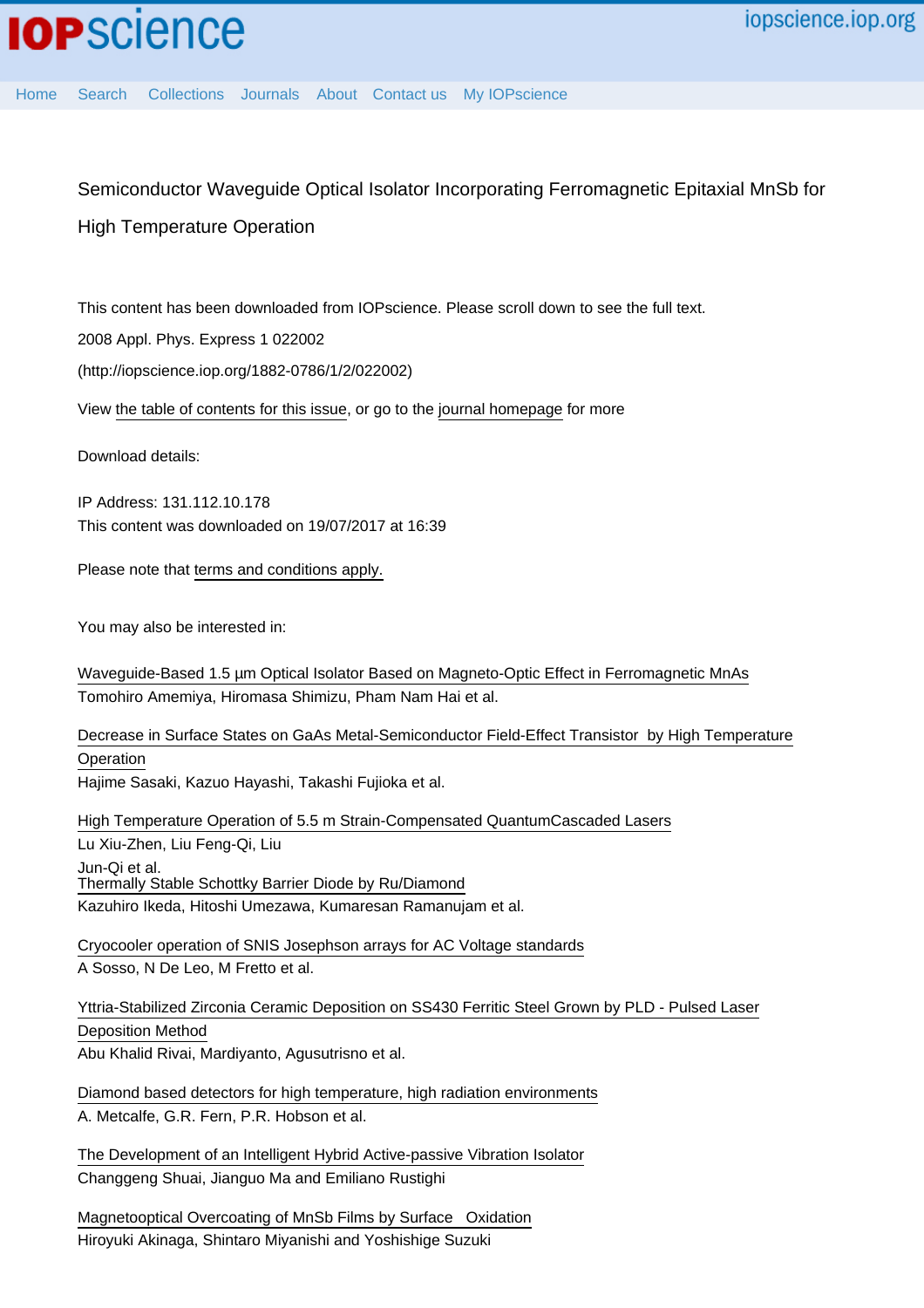# Semiconductor Waveguide Optical Isolator Incorporating Ferromagnetic Epitaxial MnSb for High Temperature Operation

This content has been downloaded from IOPscience. Please scroll down to see the full text.

2008 Appl. Phys. Express 1 022002

(http://iopscience.iop.org/1882-0786/1/2/022002)

View the table of contents for this issue, or go to the journal homepage for more

Download details:

IP Address: 131.112.10.178

This content was downloaded on 19/07/2017 at 16:39

Please note that terms and conditions apply.

You may also be interested in:

Waveguide-Based 1.5 µm Optical Isolator Based on Magneto-Optic Effect in Ferromagnetic MnAs
Tomohiro Amemiya, Hiromasa Shimizu, Pham Nam Hai et al.

Decrease in Surface States on GaAs Metal-Semiconductor Field-Effect Transistor by High Temperature Operation
Hajime Sasaki, Kazuo Hayashi, Takashi Fujioka et al.

High Temperature Operation of 5.5 m Strain-Compensated QuantumCascaded Lasers
Lu Xiu-Zhen, Liu Feng-Qi, Liu Jun-Qi et al.

Thermally Stable Schottky Barrier Diode by Ru/Diamond
Kazuhiro Ikeda, Hitoshi Umezawa, Kumaresan Ramanujam et al.

Cryocooler operation of SNIS Josephson arrays for AC Voltage standards
A Sosso, N De Leo, M Fretto et al.

Yttria-Stabilized Zirconia Ceramic Deposition on SS430 Ferritic Steel Grown by PLD - Pulsed Laser Deposition Method
Abu Khalid Rivai, Mardiyanto, Agusutrisno et al.

Diamond based detectors for high temperature, high radiation environments
A. Metcalfe, G.R. Fern, P.R. Hobson et al.

The Development of an Intelligent Hybrid Active-passive Vibration Isolator
Changgeng Shuai, Jianguo Ma and Emiliano Rustighi

Magnetooptical Overcoating of MnSb Films by Surface Oxidation
Hiroyuki Akinaga, Shintaro Miyanishi and Yoshishige Suzuki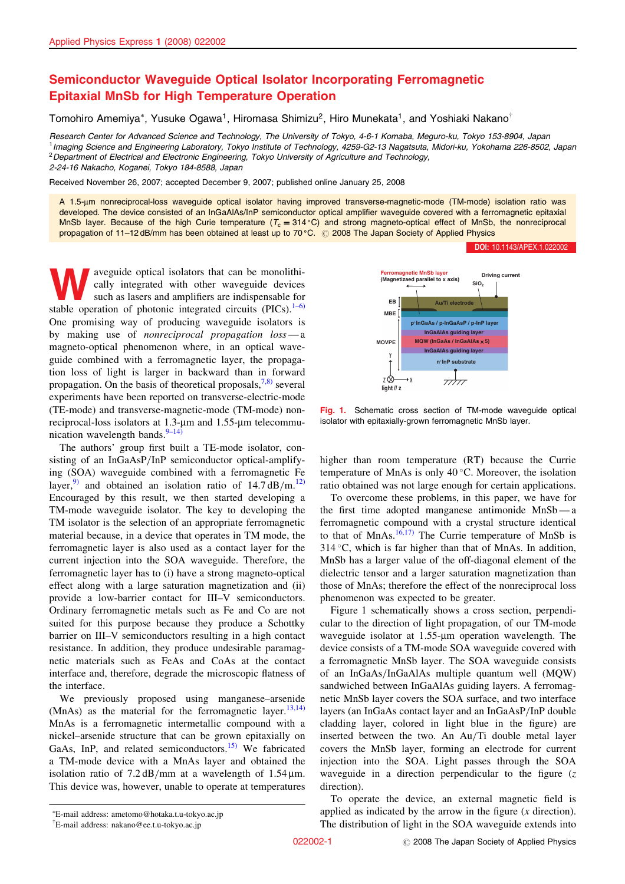# Semiconductor Waveguide Optical Isolator Incorporating Ferromagnetic Epitaxial MnSb for High Temperature Operation

Tomohiro Amemiya*, Yusuke Ogawa[1], Hiromasa Shimizu[2], Hiro Munekata[1], and Yoshiaki Nakano†

*Research Center for Advanced Science and Technology, The University of Tokyo, 4-6-1 Komaba, Meguro-ku, Tokyo 153-8904, Japan*
[1]*Imaging Science and Engineering Laboratory, Tokyo Institute of Technology, 4259-G2-13 Nagatsuta, Midori-ku, Yokohama 226-8502, Japan*
[2]*Department of Electrical and Electronic Engineering, Tokyo University of Agriculture and Technology, 2-24-16 Nakacho, Koganei, Tokyo 184-8588, Japan*

Received November 26, 2007; accepted December 9, 2007; published online January 25, 2008

A 1.5-μm nonreciprocal-loss waveguide optical isolator having improved transverse-magnetic-mode (TM-mode) isolation ratio was developed. The device consisted of an InGaAlAs/InP semiconductor optical amplifier waveguide covered with a ferromagnetic epitaxial MnSb layer. Because of the high Curie temperature ($T_c = 314\,°C$) and strong magneto-optical effect of MnSb, the nonreciprocal propagation of 11–12 dB/mm has been obtained at least up to 70 °C. © 2008 The Japan Society of Applied Physics

DOI: 10.1143/APEX.1.022002

Waveguide optical isolators that can be monolithically integrated with other waveguide devices such as lasers and amplifiers are indispensable for stable operation of photonic integrated circuits (PICs).[1–6] One promising way of producing waveguide isolators is by making use of *nonreciprocal propagation loss* — a magneto-optical phenomenon where, in an optical waveguide combined with a ferromagnetic layer, the propagation loss of light is larger in backward than in forward propagation. On the basis of theoretical proposals,[7,8] several experiments have been reported on transverse-electric-mode (TE-mode) and transverse-magnetic-mode (TM-mode) nonreciprocal-loss isolators at 1.3-μm and 1.55-μm telecommunication wavelength bands.[9–14]

The authors' group first built a TE-mode isolator, consisting of an InGaAsP/InP semiconductor optical-amplifying (SOA) waveguide combined with a ferromagnetic Fe layer,[9] and obtained an isolation ratio of 14.7 dB/m.[12] Encouraged by this result, we then started developing a TM-mode waveguide isolator. The key to developing the TM isolator is the selection of an appropriate ferromagnetic material because, in a device that operates in TM mode, the ferromagnetic layer is also used as a contact layer for the current injection into the SOA waveguide. Therefore, the ferromagnetic layer has to (i) have a strong magneto-optical effect along with a large saturation magnetization and (ii) provide a low-barrier contact for III–V semiconductors. Ordinary ferromagnetic metals such as Fe and Co are not suited for this purpose because they produce a Schottky barrier on III–V semiconductors resulting in a high contact resistance. In addition, they produce undesirable paramagnetic materials such as FeAs and CoAs at the contact interface and, therefore, degrade the microscopic flatness of the interface.

We previously proposed using manganese–arsenide (MnAs) as the material for the ferromagnetic layer.[13,14] MnAs is a ferromagnetic intermetallic compound with a nickel–arsenide structure that can be grown epitaxially on GaAs, InP, and related semiconductors.[15] We fabricated a TM-mode device with a MnAs layer and obtained the isolation ratio of 7.2 dB/mm at a wavelength of 1.54 μm. This device was, however, unable to operate at temperatures higher than room temperature (RT) because the Curie temperature of MnAs is only 40 °C. Moreover, the isolation ratio obtained was not large enough for certain applications.

To overcome these problems, in this paper, we have for the first time adopted manganese antimonide MnSb — a ferromagnetic compound with a crystal structure identical to that of MnAs.[16,17] The Curie temperature of MnSb is 314 °C, which is far higher than that of MnAs. In addition, MnSb has a larger value of the off-diagonal element of the dielectric tensor and a larger saturation magnetization than those of MnAs; therefore the effect of the nonreciprocal loss phenomenon was expected to be greater.

Figure 1 schematically shows a cross section, perpendicular to the direction of light propagation, of our TM-mode waveguide isolator at 1.55-μm operation wavelength. The device consists of a TM-mode SOA waveguide covered with a ferromagnetic MnSb layer. The SOA waveguide consists of an InGaAs/InGaAlAs multiple quantum well (MQW) sandwiched between InGaAlAs guiding layers. A ferromagnetic MnSb layer covers the SOA surface, and two interface layers (an InGaAs contact layer and an InGaAsP/InP double cladding layer, colored in light blue in the figure) are inserted between the two. An Au/Ti double metal layer covers the MnSb layer, forming an electrode for current injection into the SOA. Light passes through the SOA waveguide in a direction perpendicular to the figure ($z$ direction).

**Fig. 1.** Schematic cross section of TM-mode waveguide optical isolator with epitaxially-grown ferromagnetic MnSb layer.

To operate the device, an external magnetic field is applied as indicated by the arrow in the figure ($x$ direction). The distribution of light in the SOA waveguide extends into

*E-mail address: ametomo@hotaka.t.u-tokyo.ac.jp
†E-mail address: nakano@ee.t.u-tokyo.ac.jp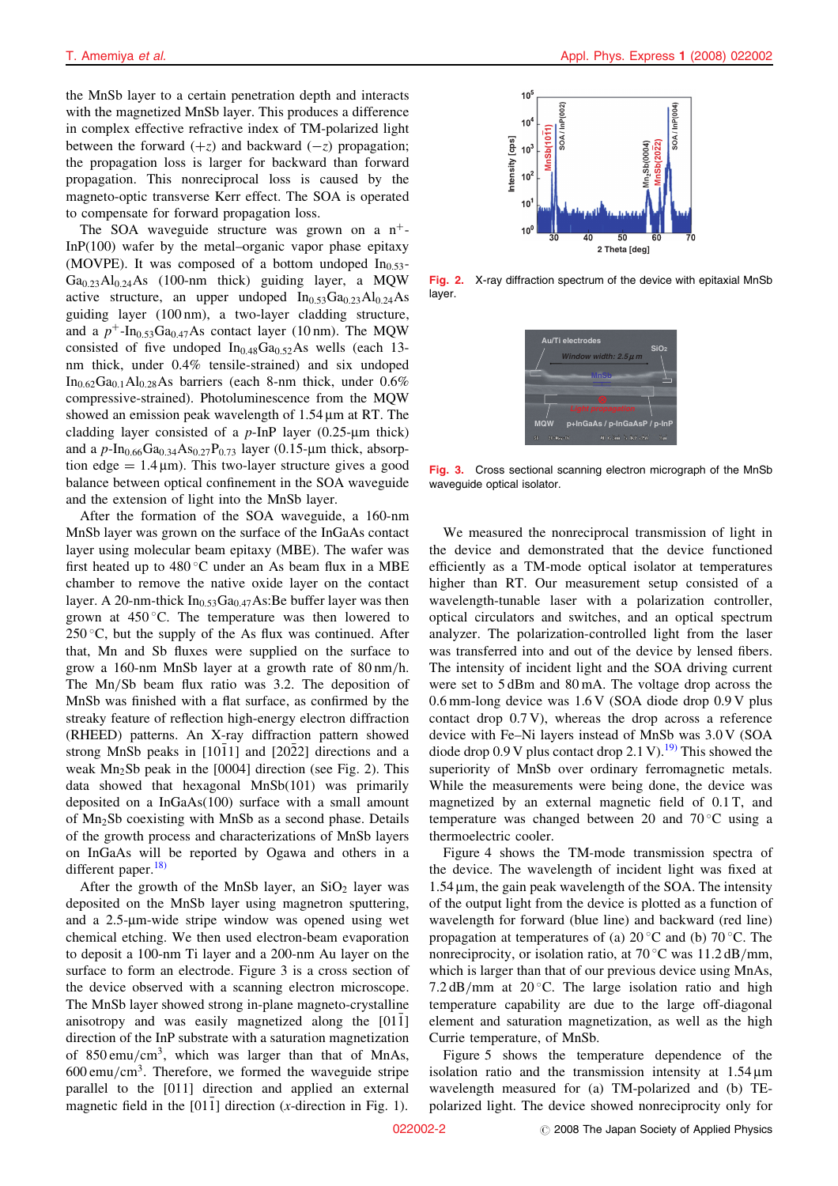the MnSb layer to a certain penetration depth and interacts with the magnetized MnSb layer. This produces a difference in complex effective refractive index of TM-polarized light between the forward ($+z$) and backward ($-z$) propagation; the propagation loss is larger for backward than forward propagation. This nonreciprocal loss is caused by the magneto-optic transverse Kerr effect. The SOA is operated to compensate for forward propagation loss.

The SOA waveguide structure was grown on a $n^+$-InP(100) wafer by the metal–organic vapor phase epitaxy (MOVPE). It was composed of a bottom undoped $In_{0.53}Ga_{0.23}Al_{0.24}As$ (100-nm thick) guiding layer, a MQW active structure, an upper undoped $In_{0.53}Ga_{0.23}Al_{0.24}As$ guiding layer (100 nm), a two-layer cladding structure, and a $p^+$-$In_{0.53}Ga_{0.47}As$ contact layer (10 nm). The MQW consisted of five undoped $In_{0.48}Ga_{0.52}As$ wells (each 13-nm thick, under 0.4% tensile-strained) and six undoped $In_{0.62}Ga_{0.1}Al_{0.28}As$ barriers (each 8-nm thick, under 0.6% compressive-strained). Photoluminescence from the MQW showed an emission peak wavelength of 1.54 µm at RT. The cladding layer consisted of a $p$-InP layer (0.25-µm thick) and a $p$-$In_{0.66}Ga_{0.34}As_{0.27}P_{0.73}$ layer (0.15-µm thick, absorption edge = 1.4 µm). This two-layer structure gives a good balance between optical confinement in the SOA waveguide and the extension of light into the MnSb layer.

After the formation of the SOA waveguide, a 160-nm MnSb layer was grown on the surface of the InGaAs contact layer using molecular beam epitaxy (MBE). The wafer was first heated up to 480 °C under an As beam flux in a MBE chamber to remove the native oxide layer on the contact layer. A 20-nm-thick $In_{0.53}Ga_{0.47}As$:Be buffer layer was then grown at 450 °C. The temperature was then lowered to 250 °C, but the supply of the As flux was continued. After that, Mn and Sb fluxes were supplied on the surface to grow a 160-nm MnSb layer at a growth rate of 80 nm/h. The Mn/Sb beam flux ratio was 3.2. The deposition of MnSb was finished with a flat surface, as confirmed by the streaky feature of reflection high-energy electron diffraction (RHEED) patterns. An X-ray diffraction pattern showed strong MnSb peaks in $[10\bar{1}1]$ and $[20\bar{2}2]$ directions and a weak $Mn_2Sb$ peak in the [0004] direction (see Fig. 2). This data showed that hexagonal MnSb(101) was primarily deposited on a InGaAs(100) surface with a small amount of $Mn_2Sb$ coexisting with MnSb as a second phase. Details of the growth process and characterizations of MnSb layers on InGaAs will be reported by Ogawa and others in a different paper.[18]

After the growth of the MnSb layer, an $SiO_2$ layer was deposited on the MnSb layer using magnetron sputtering, and a 2.5-µm-wide stripe window was opened using wet chemical etching. We then used electron-beam evaporation to deposit a 100-nm Ti layer and a 200-nm Au layer on the surface to form an electrode. Figure 3 is a cross section of the device observed with a scanning electron microscope. The MnSb layer showed strong in-plane magneto-crystalline anisotropy and was easily magnetized along the $[01\bar{1}]$ direction of the InP substrate with a saturation magnetization of 850 emu/cm$^3$, which was larger than that of MnAs, 600 emu/cm$^3$. Therefore, we formed the waveguide stripe parallel to the [011] direction and applied an external magnetic field in the $[01\bar{1}]$ direction ($x$-direction in Fig. 1).

Fig. 2. X-ray diffraction spectrum of the device with epitaxial MnSb layer.

Fig. 3. Cross sectional scanning electron micrograph of the MnSb waveguide optical isolator.

We measured the nonreciprocal transmission of light in the device and demonstrated that the device functioned efficiently as a TM-mode optical isolator at temperatures higher than RT. Our measurement setup consisted of a wavelength-tunable laser with a polarization controller, optical circulators and switches, and an optical spectrum analyzer. The polarization-controlled light from the laser was transferred into and out of the device by lensed fibers. The intensity of incident light and the SOA driving current were set to 5 dBm and 80 mA. The voltage drop across the 0.6 mm-long device was 1.6 V (SOA diode drop 0.9 V plus contact drop 0.7 V), whereas the drop across a reference device with Fe–Ni layers instead of MnSb was 3.0 V (SOA diode drop 0.9 V plus contact drop 2.1 V).[19] This showed the superiority of MnSb over ordinary ferromagnetic metals. While the measurements were being done, the device was magnetized by an external magnetic field of 0.1 T, and temperature was changed between 20 and 70 °C using a thermoelectric cooler.

Figure 4 shows the TM-mode transmission spectra of the device. The wavelength of incident light was fixed at 1.54 µm, the gain peak wavelength of the SOA. The intensity of the output light from the device is plotted as a function of wavelength for forward (blue line) and backward (red line) propagation at temperatures of (a) 20 °C and (b) 70 °C. The nonreciprocity, or isolation ratio, at 70 °C was 11.2 dB/mm, which is larger than that of our previous device using MnAs, 7.2 dB/mm at 20 °C. The large isolation ratio and high temperature capability are due to the large off-diagonal element and saturation magnetization, as well as the high Curie temperature, of MnSb.

Figure 5 shows the temperature dependence of the isolation ratio and the transmission intensity at 1.54 µm wavelength measured for (a) TM-polarized and (b) TE-polarized light. The device showed nonreciprocity only for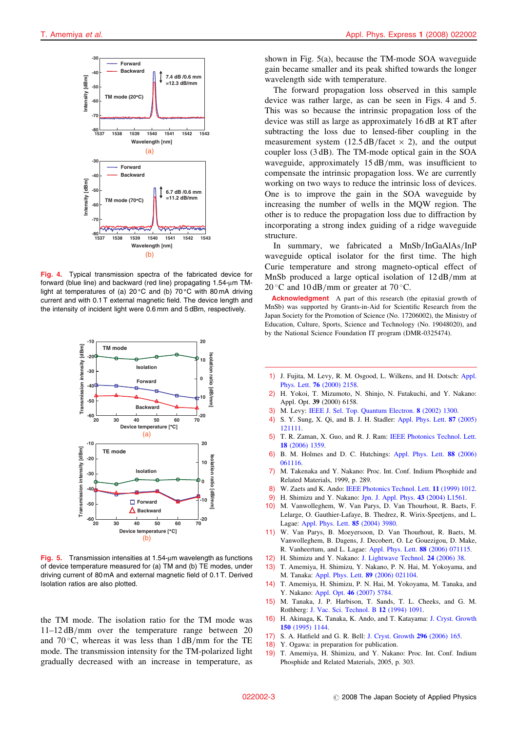(a)

Forward
Backward
7.4 dB /0.6 mm
=12.3 dB/mm
TM mode (20°C)
Intensity [dBm]
Wavelength [nm]

(b)

Forward
Backward
6.7 dB /0.6 mm
=11.2 dB/mm
TM mode (70°C)
Intensity [dBm]
Wavelength [nm]

**Fig. 4.** Typical transmission spectra of the fabricated device for forward (blue line) and backward (red line) propagating 1.54-μm TM-light at temperatures of (a) 20 °C and (b) 70 °C with 80 mA driving current and with 0.1 T external magnetic field. The device length and the intensity of incident light were 0.6 mm and 5 dBm, respectively.

(a)

TM mode
Isolation
Forward
Backward
Transmission intensity [dBm]
Isolation ratio [dB/mm]
Device temperature [°C]

(b)

TE mode
Isolation
Forward
Backward
Transmission intensity [dBm]
Isolation ratio [dB/mm]
Device temperature [°C]

**Fig. 5.** Transmission intensities at 1.54-μm wavelength as functions of device temperature measured for (a) TM and (b) TE modes, under driving current of 80 mA and external magnetic field of 0.1 T. Derived Isolation ratios are also plotted.

the TM mode. The isolation ratio for the TM mode was 11–12 dB/mm over the temperature range between 20 and 70 °C, whereas it was less than 1 dB/mm for the TE mode. The transmission intensity for the TM-polarized light gradually decreased with an increase in temperature, as shown in Fig. 5(a), because the TM-mode SOA waveguide gain became smaller and its peak shifted towards the longer wavelength side with temperature.

The forward propagation loss observed in this sample device was rather large, as can be seen in Figs. 4 and 5. This was so because the intrinsic propagation loss of the device was still as large as approximately 16 dB at RT after subtracting the loss due to lensed-fiber coupling in the measurement system (12.5 dB/facet × 2), and the output coupler loss (3 dB). The TM-mode optical gain in the SOA waveguide, approximately 15 dB/mm, was insufficient to compensate the intrinsic propagation loss. We are currently working on two ways to reduce the intrinsic loss of devices. One is to improve the gain in the SOA waveguide by increasing the number of wells in the MQW region. The other is to reduce the propagation loss due to diffraction by incorporating a strong index guiding of a ridge waveguide structure.

In summary, we fabricated a MnSb/InGaAlAs/InP waveguide optical isolator for the first time. The high Curie temperature and strong magneto-optical effect of MnSb produced a large optical isolation of 12 dB/mm at 20 °C and 10 dB/mm or greater at 70 °C.

**Acknowledgment** A part of this research (the epitaxial growth of MnSb) was supported by Grants-in-Aid for Scientific Research from the Japan Society for the Promotion of Science (No. 17206002), the Ministry of Education, Culture, Sports, Science and Technology (No. 19048020), and by the National Science Foundation IT program (DMR-0325474).

1) J. Fujita, M. Levy, R. M. Osgood, L. Wilkens, and H. Dotsch: Appl. Phys. Lett. **76** (2000) 2158.
2) H. Yokoi, T. Mizumoto, N. Shinjo, N. Futakuchi, and Y. Nakano: Appl. Opt. **39** (2000) 6158.
3) M. Levy: IEEE J. Sel. Top. Quantum Electron. **8** (2002) 1300.
4) S. Y. Sung, X. Qi, and B. J. H. Stadler: Appl. Phys. Lett. **87** (2005) 121111.
5) T. R. Zaman, X. Guo, and R. J. Ram: IEEE Photonics Technol. Lett. **18** (2006) 1359.
6) B. M. Holmes and D. C. Hutchings: Appl. Phys. Lett. **88** (2006) 061116.
7) M. Takenaka and Y. Nakano: Proc. Int. Conf. Indium Phosphide and Related Materials, 1999, p. 289.
8) W. Zaets and K. Ando: IEEE Photonics Technol. Lett. **11** (1999) 1012.
9) H. Shimizu and Y. Nakano: Jpn. J. Appl. Phys. **43** (2004) L1561.
10) M. Vanwolleghem, W. Van Parys, D. Van Thourhout, R. Baets, F. Lelarge, O. Gauthier-Lafaye, B. Thedrez, R. Wirix-Speetjens, and L. Lagae: Appl. Phys. Lett. **85** (2004) 3980.
11) W. Van Parys, B. Moeyersoon, D. Van Thourhout, R. Baets, M. Vanwolleghem, B. Dagens, J. Decobert, O. Le Gouezigou, D. Make, R. Vanheertum, and L. Lagae: Appl. Phys. Lett. **88** (2006) 071115.
12) H. Shimizu and Y. Nakano: J. Lightwave Technol. **24** (2006) 38.
13) T. Amemiya, H. Shimizu, Y. Nakano, P. N. Hai, M. Yokoyama, and M. Tanaka: Appl. Phys. Lett. **89** (2006) 021104.
14) T. Amemiya, H. Shimizu, P. N. Hai, M. Yokoyama, M. Tanaka, and Y. Nakano: Appl. Opt. **46** (2007) 5784.
15) M. Tanaka, J. P. Harbison, T. Sands, T. L. Cheeks, and G. M. Rothberg: J. Vac. Sci. Technol. B **12** (1994) 1091.
16) H. Akinaga, K. Tanaka, K. Ando, and T. Katayama: J. Cryst. Growth **150** (1995) 1144.
17) S. A. Hatfield and G. R. Bell: J. Cryst. Growth **296** (2006) 165.
18) Y. Ogawa: in preparation for publication.
19) T. Amemiya, H. Shimizu, and Y. Nakano: Proc. Int. Conf. Indium Phosphide and Related Materials, 2005, p. 303.